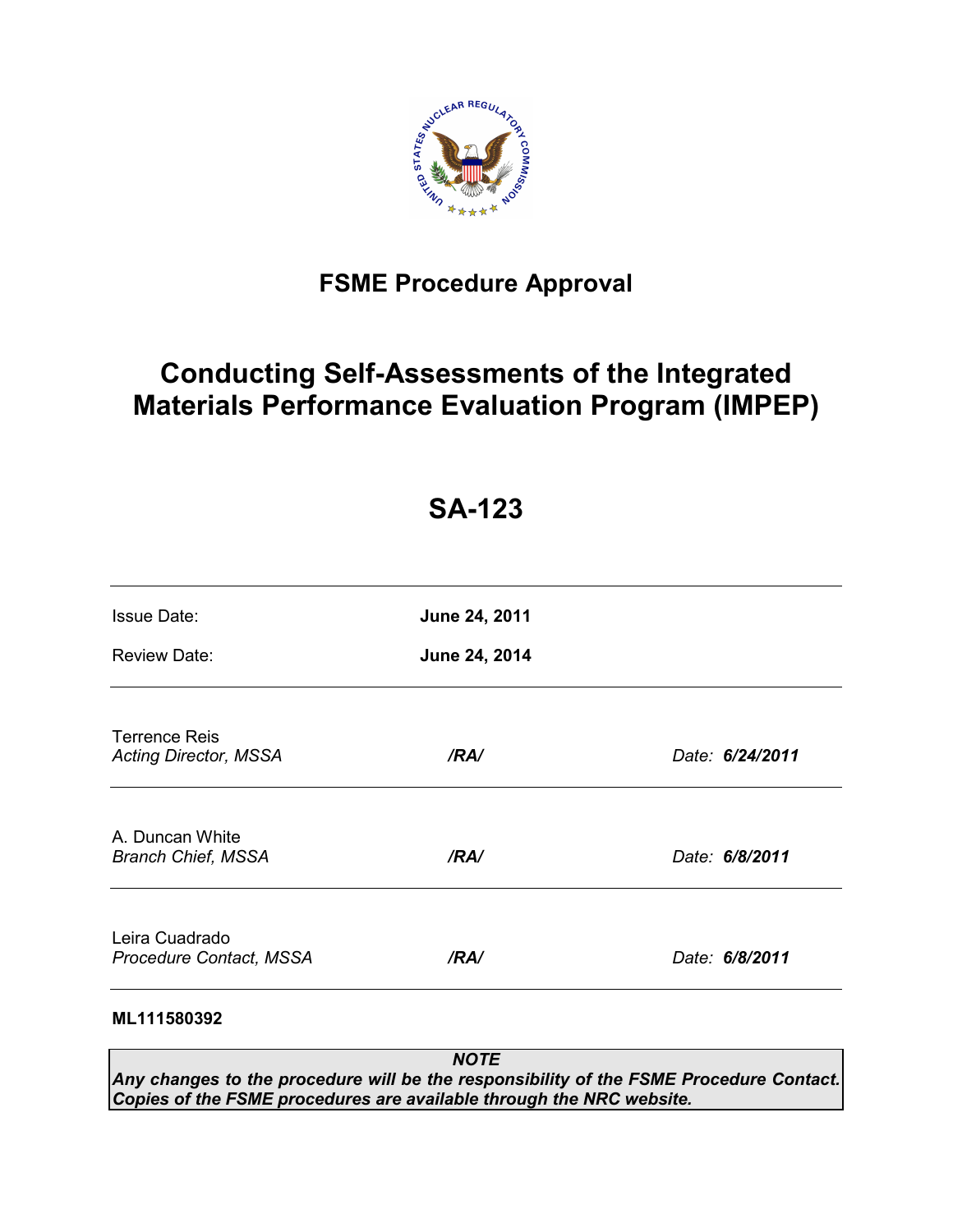# FSME Procedure Approval

# Conducting Self-Assessments of the Integrated Materials Performance Evaluation Program (IMPEP)

# SA-123

| | |
|---|---|
| Issue Date: | **June 24, 2011** |
| Review Date: | **June 24, 2014** |

| | | |
|---|---|---|
| Terrence Reis<br>*Acting Director, MSSA* | */RA/* | *Date:* ***6/24/2011*** |
| A. Duncan White<br>*Branch Chief, MSSA* | */RA/* | *Date:* ***6/8/2011*** |
| Leira Cuadrado<br>*Procedure Contact, MSSA* | */RA/* | *Date:* ***6/8/2011*** |

**ML111580392**

> ***NOTE***
> ***Any changes to the procedure will be the responsibility of the FSME Procedure Contact. Copies of the FSME procedures are available through the NRC website.***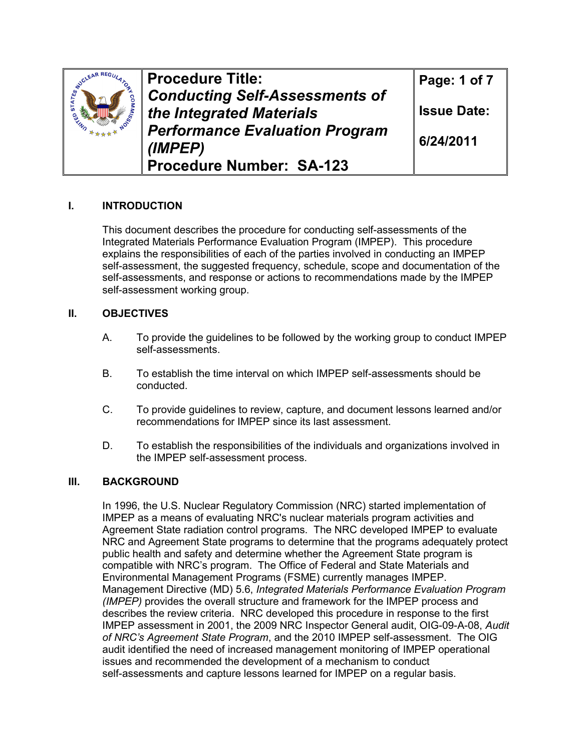| | Procedure Title: *Conducting Self-Assessments of the Integrated Materials Performance Evaluation Program (IMPEP)* Procedure Number: SA-123 | Issue Date: 6/24/2011 |
|---|---|---|

## I. INTRODUCTION

This document describes the procedure for conducting self-assessments of the Integrated Materials Performance Evaluation Program (IMPEP). This procedure explains the responsibilities of each of the parties involved in conducting an IMPEP self-assessment, the suggested frequency, schedule, scope and documentation of the self-assessments, and response or actions to recommendations made by the IMPEP self-assessment working group.

## II. OBJECTIVES

A. To provide the guidelines to be followed by the working group to conduct IMPEP self-assessments.

B. To establish the time interval on which IMPEP self-assessments should be conducted.

C. To provide guidelines to review, capture, and document lessons learned and/or recommendations for IMPEP since its last assessment.

D. To establish the responsibilities of the individuals and organizations involved in the IMPEP self-assessment process.

## III. BACKGROUND

In 1996, the U.S. Nuclear Regulatory Commission (NRC) started implementation of IMPEP as a means of evaluating NRC's nuclear materials program activities and Agreement State radiation control programs. The NRC developed IMPEP to evaluate NRC and Agreement State programs to determine that the programs adequately protect public health and safety and determine whether the Agreement State program is compatible with NRC's program. The Office of Federal and State Materials and Environmental Management Programs (FSME) currently manages IMPEP. Management Directive (MD) 5.6, *Integrated Materials Performance Evaluation Program (IMPEP)* provides the overall structure and framework for the IMPEP process and describes the review criteria. NRC developed this procedure in response to the first IMPEP assessment in 2001, the 2009 NRC Inspector General audit, OIG-09-A-08, *Audit of NRC's Agreement State Program*, and the 2010 IMPEP self-assessment. The OIG audit identified the need of increased management monitoring of IMPEP operational issues and recommended the development of a mechanism to conduct self-assessments and capture lessons learned for IMPEP on a regular basis.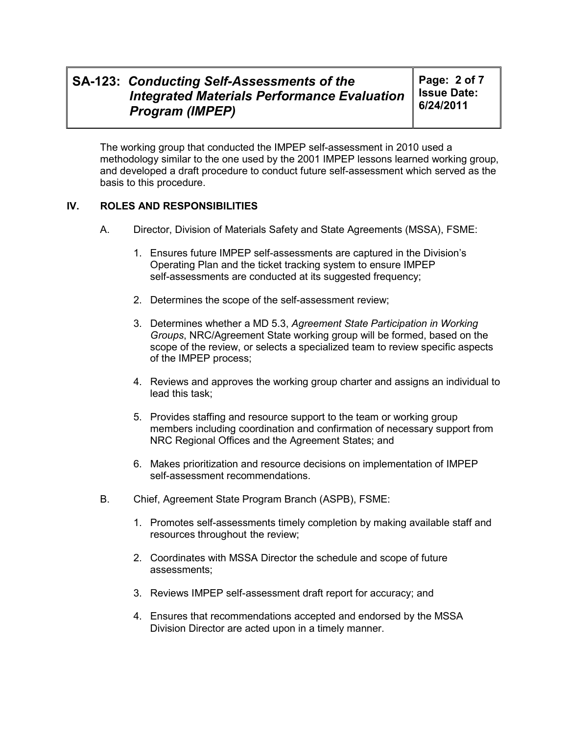The working group that conducted the IMPEP self-assessment in 2010 used a methodology similar to the one used by the 2001 IMPEP lessons learned working group, and developed a draft procedure to conduct future self-assessment which served as the basis to this procedure.

## IV. ROLES AND RESPONSIBILITIES

A. Director, Division of Materials Safety and State Agreements (MSSA), FSME:

1. Ensures future IMPEP self-assessments are captured in the Division's Operating Plan and the ticket tracking system to ensure IMPEP self-assessments are conducted at its suggested frequency;
2. Determines the scope of the self-assessment review;
3. Determines whether a MD 5.3, *Agreement State Participation in Working Groups*, NRC/Agreement State working group will be formed, based on the scope of the review, or selects a specialized team to review specific aspects of the IMPEP process;
4. Reviews and approves the working group charter and assigns an individual to lead this task;
5. Provides staffing and resource support to the team or working group members including coordination and confirmation of necessary support from NRC Regional Offices and the Agreement States; and
6. Makes prioritization and resource decisions on implementation of IMPEP self-assessment recommendations.

B. Chief, Agreement State Program Branch (ASPB), FSME:

1. Promotes self-assessments timely completion by making available staff and resources throughout the review;
2. Coordinates with MSSA Director the schedule and scope of future assessments;
3. Reviews IMPEP self-assessment draft report for accuracy; and
4. Ensures that recommendations accepted and endorsed by the MSSA Division Director are acted upon in a timely manner.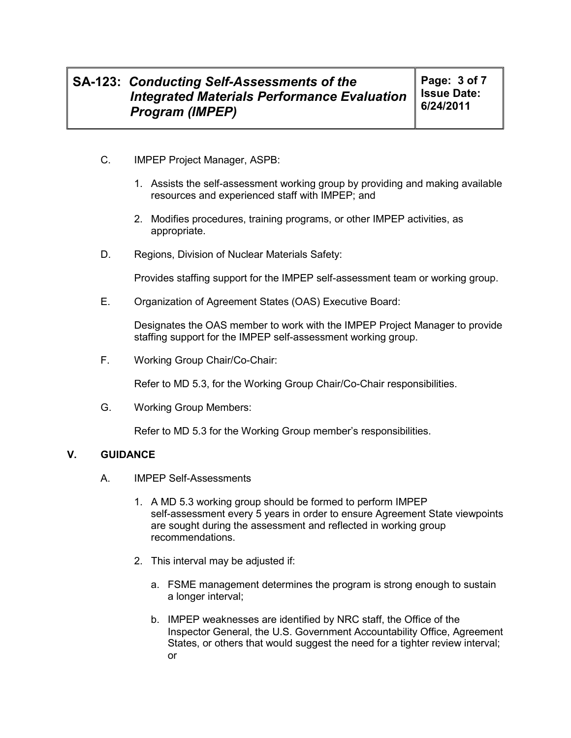C. IMPEP Project Manager, ASPB:

1. Assists the self-assessment working group by providing and making available resources and experienced staff with IMPEP; and

2. Modifies procedures, training programs, or other IMPEP activities, as appropriate.

D. Regions, Division of Nuclear Materials Safety:

Provides staffing support for the IMPEP self-assessment team or working group.

E. Organization of Agreement States (OAS) Executive Board:

Designates the OAS member to work with the IMPEP Project Manager to provide staffing support for the IMPEP self-assessment working group.

F. Working Group Chair/Co-Chair:

Refer to MD 5.3, for the Working Group Chair/Co-Chair responsibilities.

G. Working Group Members:

Refer to MD 5.3 for the Working Group member's responsibilities.

## V. GUIDANCE

A. IMPEP Self-Assessments

1. A MD 5.3 working group should be formed to perform IMPEP self-assessment every 5 years in order to ensure Agreement State viewpoints are sought during the assessment and reflected in working group recommendations.

2. This interval may be adjusted if:

   a. FSME management determines the program is strong enough to sustain a longer interval;

   b. IMPEP weaknesses are identified by NRC staff, the Office of the Inspector General, the U.S. Government Accountability Office, Agreement States, or others that would suggest the need for a tighter review interval; or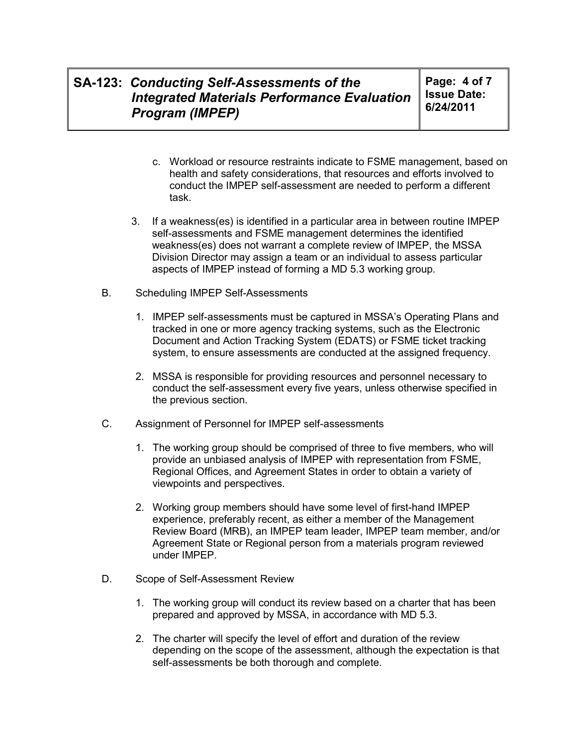c. Workload or resource restraints indicate to FSME management, based on health and safety considerations, that resources and efforts involved to conduct the IMPEP self-assessment are needed to perform a different task.

3. If a weakness(es) is identified in a particular area in between routine IMPEP self-assessments and FSME management determines the identified weakness(es) does not warrant a complete review of IMPEP, the MSSA Division Director may assign a team or an individual to assess particular aspects of IMPEP instead of forming a MD 5.3 working group.

B. Scheduling IMPEP Self-Assessments

1. IMPEP self-assessments must be captured in MSSA's Operating Plans and tracked in one or more agency tracking systems, such as the Electronic Document and Action Tracking System (EDATS) or FSME ticket tracking system, to ensure assessments are conducted at the assigned frequency.

2. MSSA is responsible for providing resources and personnel necessary to conduct the self-assessment every five years, unless otherwise specified in the previous section.

C. Assignment of Personnel for IMPEP self-assessments

1. The working group should be comprised of three to five members, who will provide an unbiased analysis of IMPEP with representation from FSME, Regional Offices, and Agreement States in order to obtain a variety of viewpoints and perspectives.

2. Working group members should have some level of first-hand IMPEP experience, preferably recent, as either a member of the Management Review Board (MRB), an IMPEP team leader, IMPEP team member, and/or Agreement State or Regional person from a materials program reviewed under IMPEP.

D. Scope of Self-Assessment Review

1. The working group will conduct its review based on a charter that has been prepared and approved by MSSA, in accordance with MD 5.3.

2. The charter will specify the level of effort and duration of the review depending on the scope of the assessment, although the expectation is that self-assessments be both thorough and complete.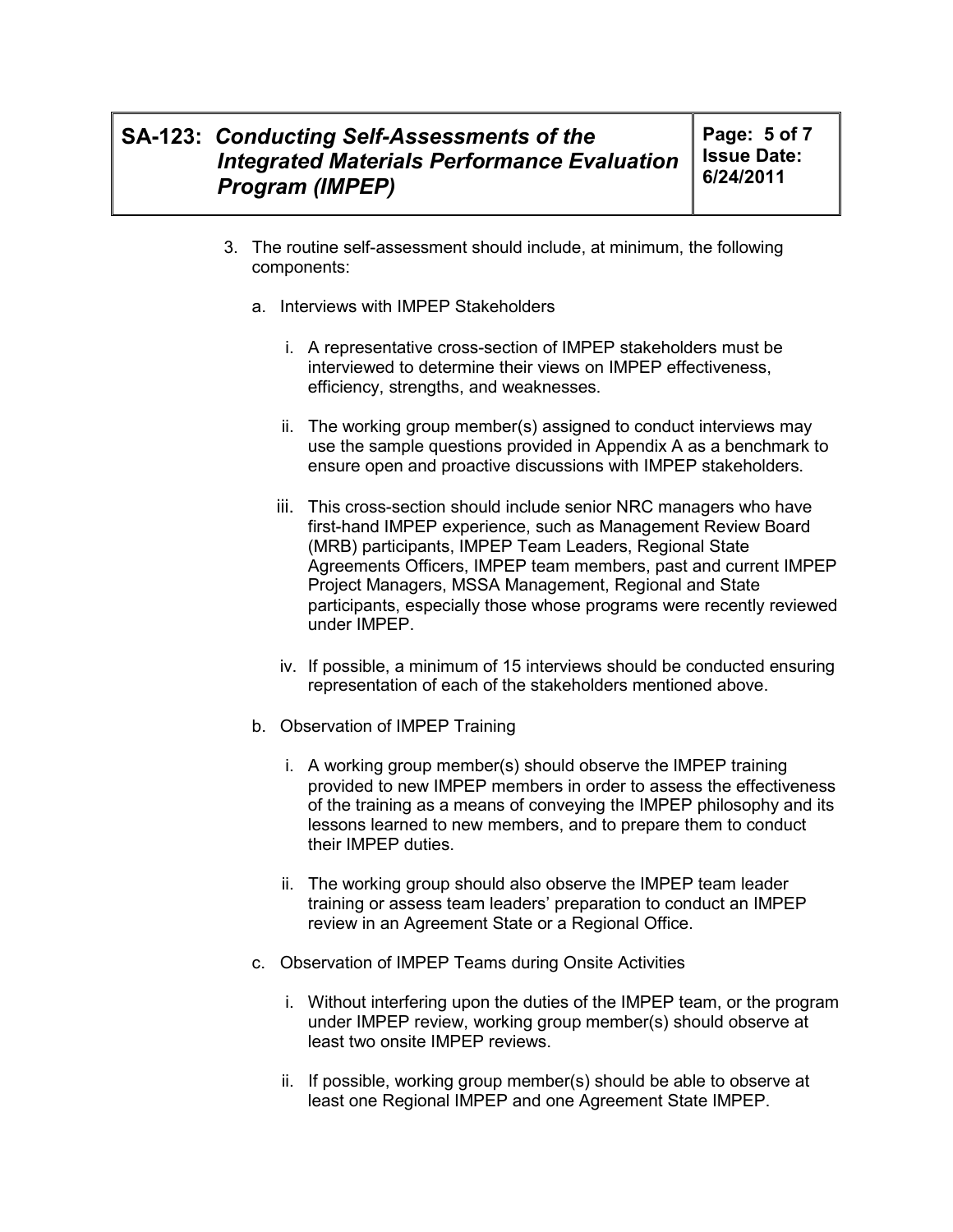3. The routine self-assessment should include, at minimum, the following components:

   a. Interviews with IMPEP Stakeholders

      i. A representative cross-section of IMPEP stakeholders must be interviewed to determine their views on IMPEP effectiveness, efficiency, strengths, and weaknesses.

      ii. The working group member(s) assigned to conduct interviews may use the sample questions provided in Appendix A as a benchmark to ensure open and proactive discussions with IMPEP stakeholders.

      iii. This cross-section should include senior NRC managers who have first-hand IMPEP experience, such as Management Review Board (MRB) participants, IMPEP Team Leaders, Regional State Agreements Officers, IMPEP team members, past and current IMPEP Project Managers, MSSA Management, Regional and State participants, especially those whose programs were recently reviewed under IMPEP.

      iv. If possible, a minimum of 15 interviews should be conducted ensuring representation of each of the stakeholders mentioned above.

   b. Observation of IMPEP Training

      i. A working group member(s) should observe the IMPEP training provided to new IMPEP members in order to assess the effectiveness of the training as a means of conveying the IMPEP philosophy and its lessons learned to new members, and to prepare them to conduct their IMPEP duties.

      ii. The working group should also observe the IMPEP team leader training or assess team leaders' preparation to conduct an IMPEP review in an Agreement State or a Regional Office.

   c. Observation of IMPEP Teams during Onsite Activities

      i. Without interfering upon the duties of the IMPEP team, or the program under IMPEP review, working group member(s) should observe at least two onsite IMPEP reviews.

      ii. If possible, working group member(s) should be able to observe at least one Regional IMPEP and one Agreement State IMPEP.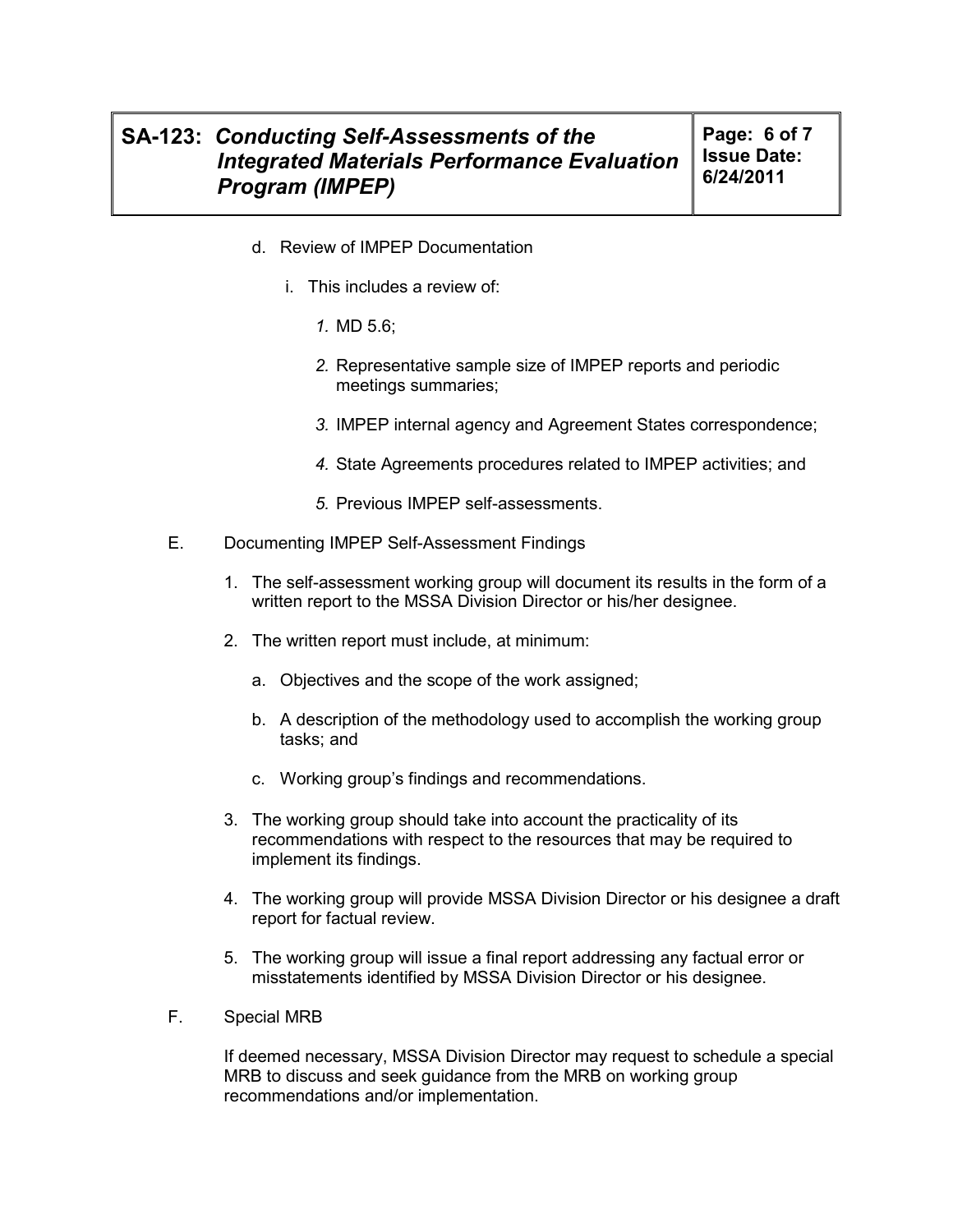d. Review of IMPEP Documentation

   i. This includes a review of:

      *1.* MD 5.6;

      *2.* Representative sample size of IMPEP reports and periodic meetings summaries;

      *3.* IMPEP internal agency and Agreement States correspondence;

      *4.* State Agreements procedures related to IMPEP activities; and

      *5.* Previous IMPEP self-assessments.

E. Documenting IMPEP Self-Assessment Findings

1. The self-assessment working group will document its results in the form of a written report to the MSSA Division Director or his/her designee.

2. The written report must include, at minimum:

   a. Objectives and the scope of the work assigned;

   b. A description of the methodology used to accomplish the working group tasks; and

   c. Working group's findings and recommendations.

3. The working group should take into account the practicality of its recommendations with respect to the resources that may be required to implement its findings.

4. The working group will provide MSSA Division Director or his designee a draft report for factual review.

5. The working group will issue a final report addressing any factual error or misstatements identified by MSSA Division Director or his designee.

F. Special MRB

If deemed necessary, MSSA Division Director may request to schedule a special MRB to discuss and seek guidance from the MRB on working group recommendations and/or implementation.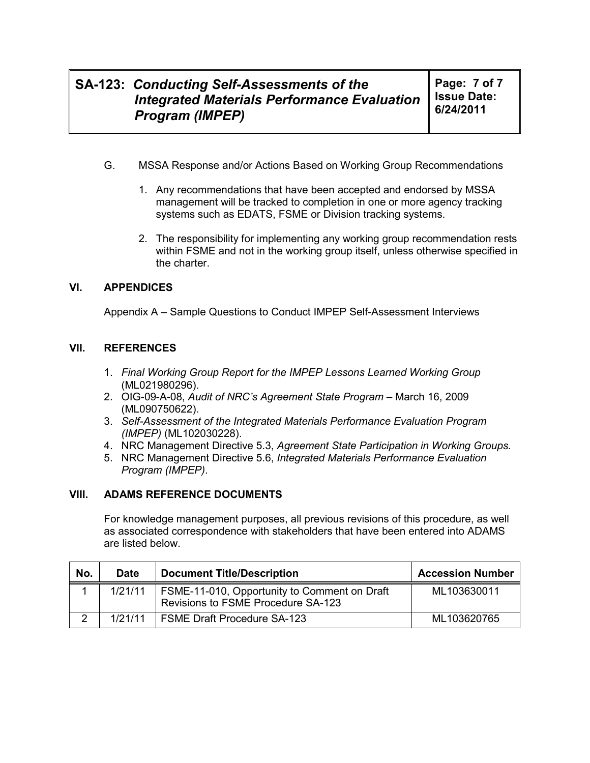G. MSSA Response and/or Actions Based on Working Group Recommendations

1. Any recommendations that have been accepted and endorsed by MSSA management will be tracked to completion in one or more agency tracking systems such as EDATS, FSME or Division tracking systems.

2. The responsibility for implementing any working group recommendation rests within FSME and not in the working group itself, unless otherwise specified in the charter.

## VI. APPENDICES

Appendix A – Sample Questions to Conduct IMPEP Self-Assessment Interviews

## VII. REFERENCES

1. *Final Working Group Report for the IMPEP Lessons Learned Working Group* (ML021980296).
2. OIG-09-A-08, *Audit of NRC's Agreement State Program* – March 16, 2009 (ML090750622).
3. *Self-Assessment of the Integrated Materials Performance Evaluation Program (IMPEP)* (ML102030228).
4. NRC Management Directive 5.3, *Agreement State Participation in Working Groups.*
5. NRC Management Directive 5.6, *Integrated Materials Performance Evaluation Program (IMPEP)*.

## VIII. ADAMS REFERENCE DOCUMENTS

For knowledge management purposes, all previous revisions of this procedure, as well as associated correspondence with stakeholders that have been entered into ADAMS are listed below.

| No. | Date | Document Title/Description | Accession Number |
|---|---|---|---|
| 1 | 1/21/11 | FSME-11-010, Opportunity to Comment on Draft Revisions to FSME Procedure SA-123 | ML103630011 |
| 2 | 1/21/11 | FSME Draft Procedure SA-123 | ML103620765 |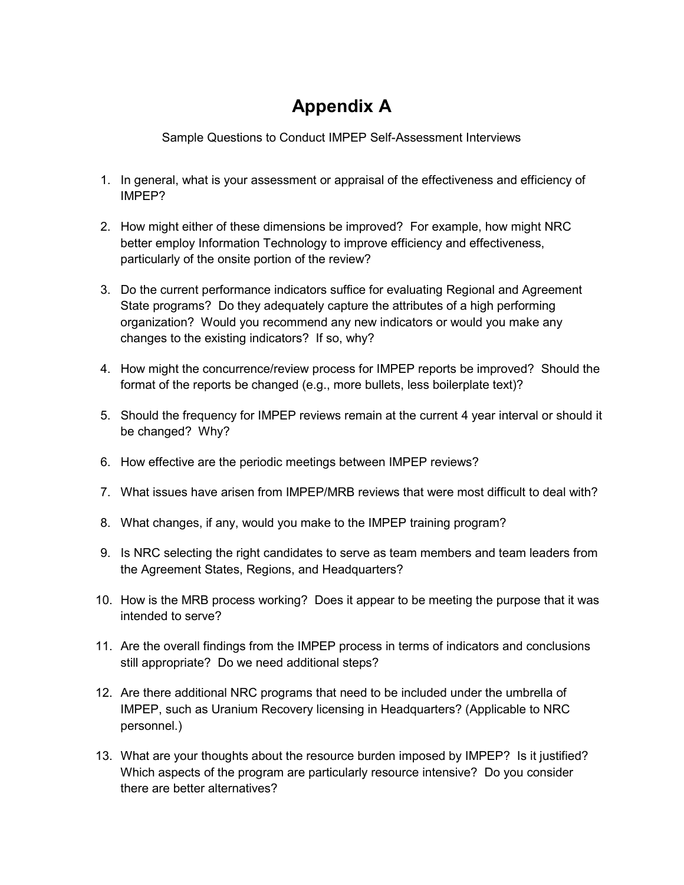# Appendix A

Sample Questions to Conduct IMPEP Self-Assessment Interviews

1. In general, what is your assessment or appraisal of the effectiveness and efficiency of IMPEP?

2. How might either of these dimensions be improved? For example, how might NRC better employ Information Technology to improve efficiency and effectiveness, particularly of the onsite portion of the review?

3. Do the current performance indicators suffice for evaluating Regional and Agreement State programs? Do they adequately capture the attributes of a high performing organization? Would you recommend any new indicators or would you make any changes to the existing indicators? If so, why?

4. How might the concurrence/review process for IMPEP reports be improved? Should the format of the reports be changed (e.g., more bullets, less boilerplate text)?

5. Should the frequency for IMPEP reviews remain at the current 4 year interval or should it be changed? Why?

6. How effective are the periodic meetings between IMPEP reviews?

7. What issues have arisen from IMPEP/MRB reviews that were most difficult to deal with?

8. What changes, if any, would you make to the IMPEP training program?

9. Is NRC selecting the right candidates to serve as team members and team leaders from the Agreement States, Regions, and Headquarters?

10. How is the MRB process working? Does it appear to be meeting the purpose that it was intended to serve?

11. Are the overall findings from the IMPEP process in terms of indicators and conclusions still appropriate? Do we need additional steps?

12. Are there additional NRC programs that need to be included under the umbrella of IMPEP, such as Uranium Recovery licensing in Headquarters? (Applicable to NRC personnel.)

13. What are your thoughts about the resource burden imposed by IMPEP? Is it justified? Which aspects of the program are particularly resource intensive? Do you consider there are better alternatives?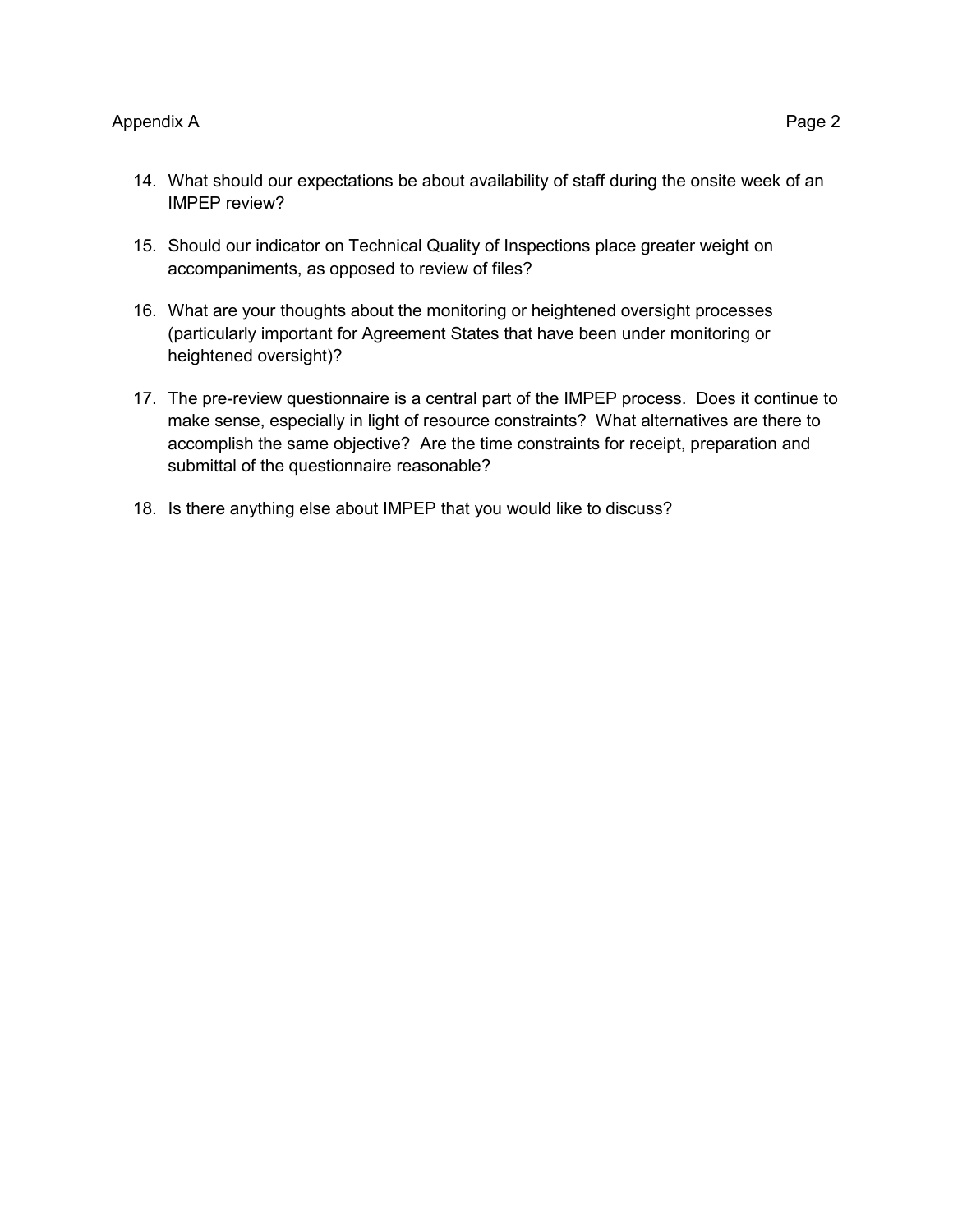14. What should our expectations be about availability of staff during the onsite week of an IMPEP review?

15. Should our indicator on Technical Quality of Inspections place greater weight on accompaniments, as opposed to review of files?

16. What are your thoughts about the monitoring or heightened oversight processes (particularly important for Agreement States that have been under monitoring or heightened oversight)?

17. The pre-review questionnaire is a central part of the IMPEP process. Does it continue to make sense, especially in light of resource constraints? What alternatives are there to accomplish the same objective? Are the time constraints for receipt, preparation and submittal of the questionnaire reasonable?

18. Is there anything else about IMPEP that you would like to discuss?